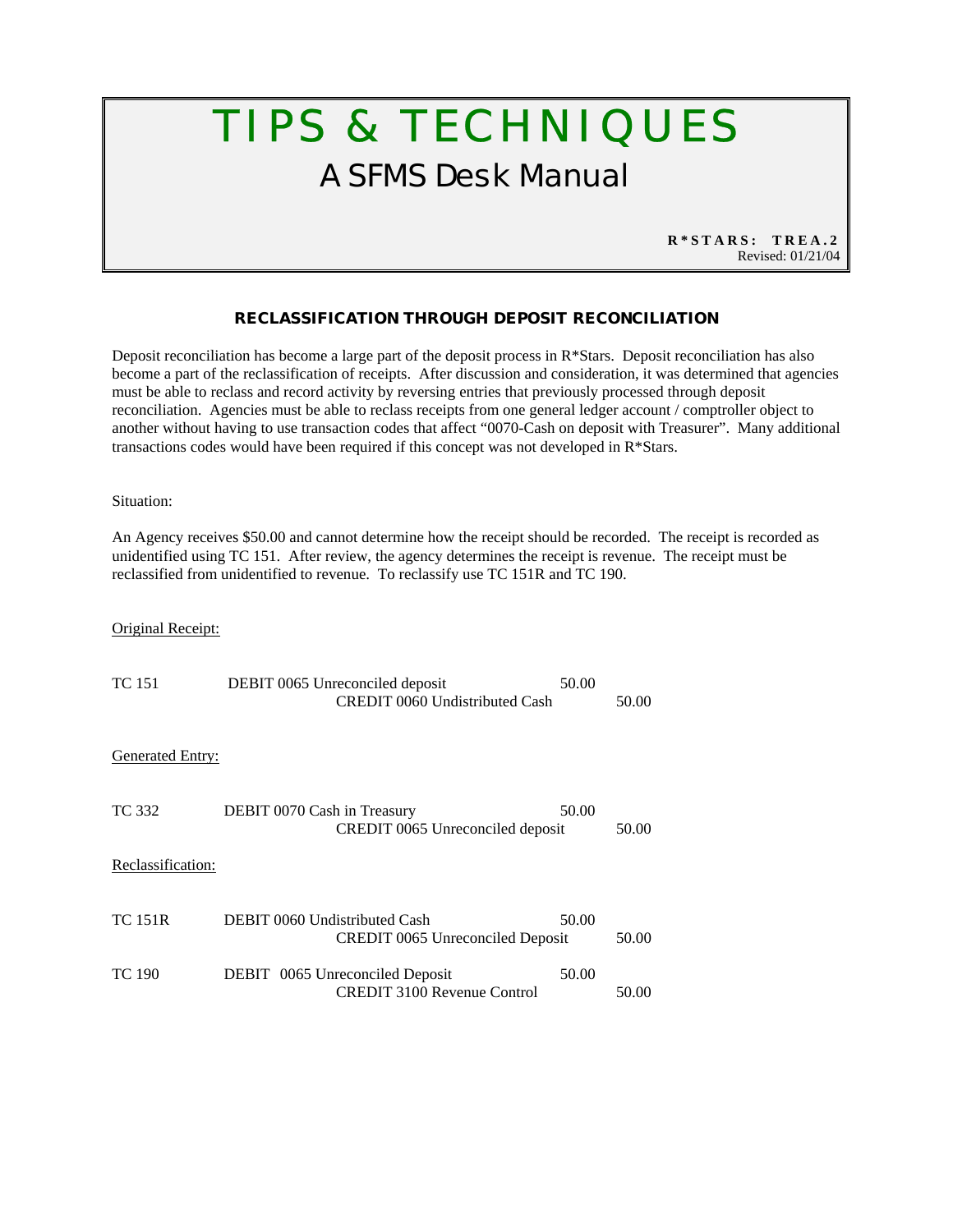# TIPS & TECHNIQUES

## A SFMS Desk Manual

**R*STARS: TREA.2**
Revised: 01/21/04

### RECLASSIFICATION THROUGH DEPOSIT RECONCILIATION

Deposit reconciliation has become a large part of the deposit process in R*Stars. Deposit reconciliation has also become a part of the reclassification of receipts. After discussion and consideration, it was determined that agencies must be able to reclass and record activity by reversing entries that previously processed through deposit reconciliation. Agencies must be able to reclass receipts from one general ledger account / comptroller object to another without having to use transaction codes that affect "0070-Cash on deposit with Treasurer". Many additional transactions codes would have been required if this concept was not developed in R*Stars.

Situation:

An Agency receives $50.00 and cannot determine how the receipt should be recorded. The receipt is recorded as unidentified using TC 151. After review, the agency determines the receipt is revenue. The receipt must be reclassified from unidentified to revenue. To reclassify use TC 151R and TC 190.

Original Receipt:

| | | | |
|---|---|---|---|
| TC 151 | DEBIT 0065 Unreconciled deposit | 50.00 | |
| | CREDIT 0060 Undistributed Cash | | 50.00 |

Generated Entry:

| | | | |
|---|---|---|---|
| TC 332 | DEBIT 0070 Cash in Treasury | 50.00 | |
| | CREDIT 0065 Unreconciled deposit | | 50.00 |

Reclassification:

| | | | |
|---|---|---|---|
| TC 151R | DEBIT 0060 Undistributed Cash | 50.00 | |
| | CREDIT 0065 Unreconciled Deposit | | 50.00 |
| TC 190 | DEBIT 0065 Unreconciled Deposit | 50.00 | |
| | CREDIT 3100 Revenue Control | | 50.00 |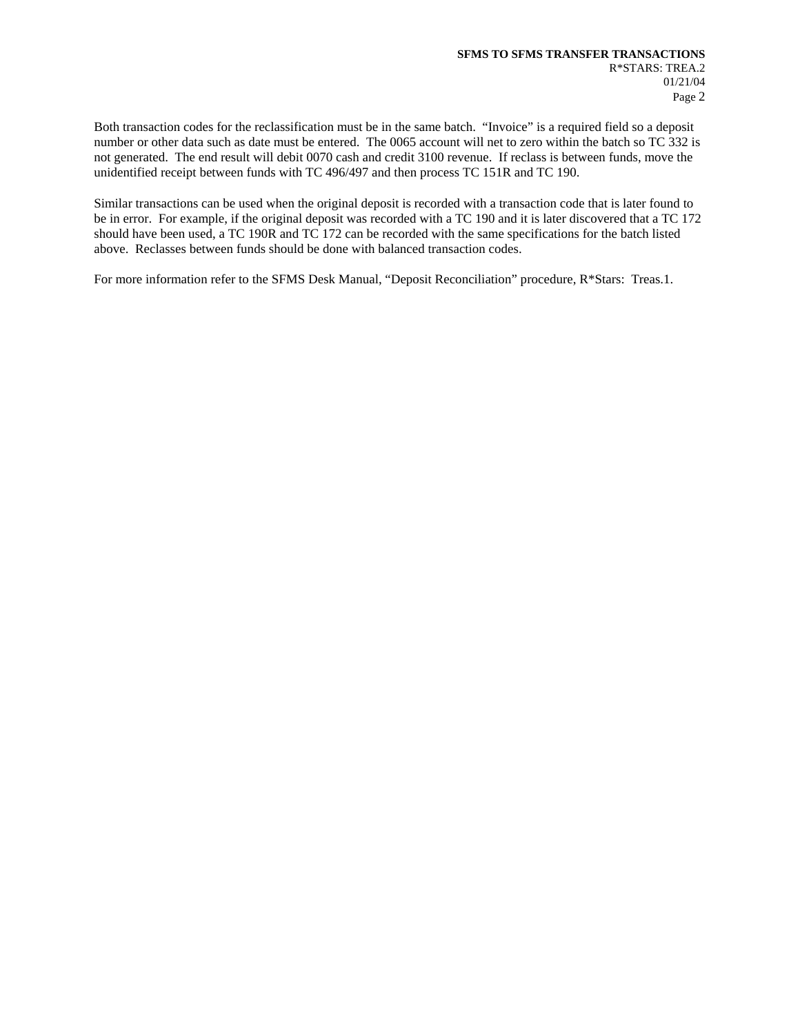Both transaction codes for the reclassification must be in the same batch. "Invoice" is a required field so a deposit number or other data such as date must be entered. The 0065 account will net to zero within the batch so TC 332 is not generated. The end result will debit 0070 cash and credit 3100 revenue. If reclass is between funds, move the unidentified receipt between funds with TC 496/497 and then process TC 151R and TC 190.

Similar transactions can be used when the original deposit is recorded with a transaction code that is later found to be in error. For example, if the original deposit was recorded with a TC 190 and it is later discovered that a TC 172 should have been used, a TC 190R and TC 172 can be recorded with the same specifications for the batch listed above. Reclasses between funds should be done with balanced transaction codes.

For more information refer to the SFMS Desk Manual, "Deposit Reconciliation" procedure, R*Stars: Treas.1.